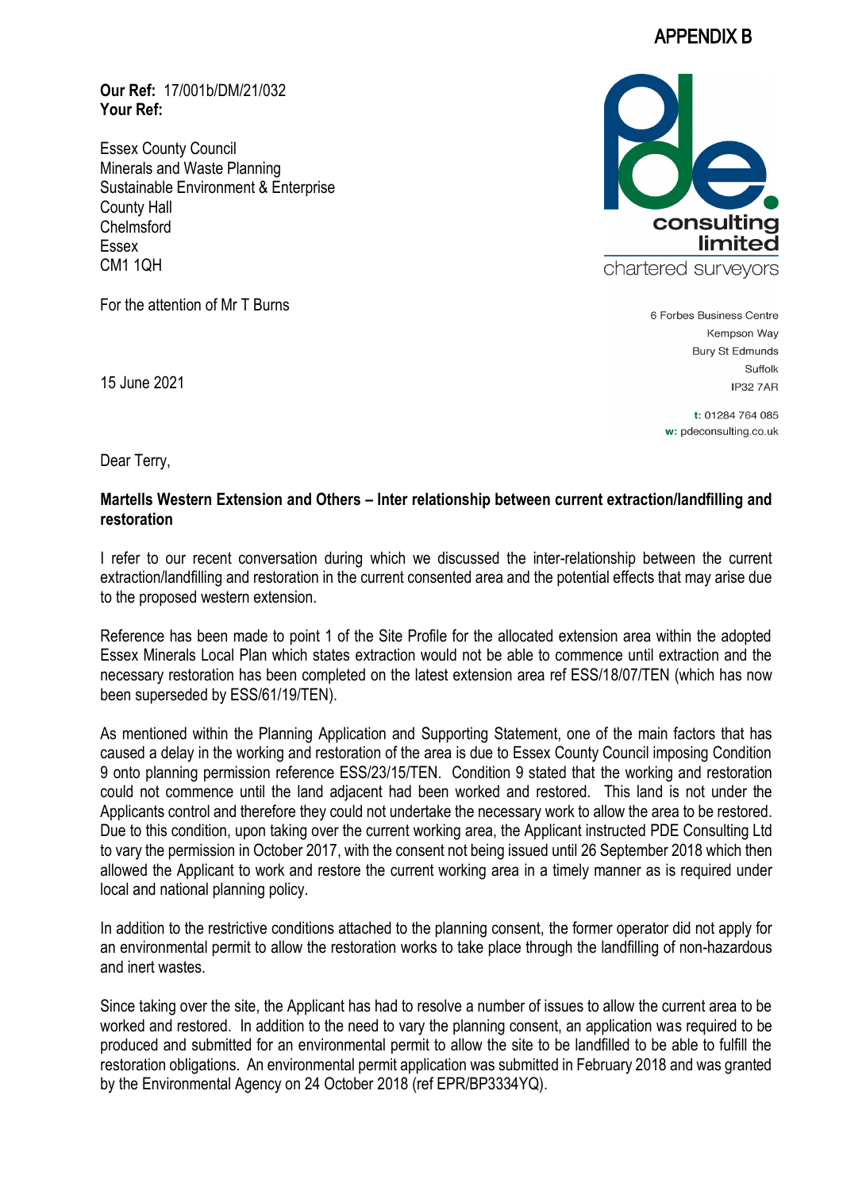APPENDIX B

**Our Ref:** 17/001b/DM/21/032
**Your Ref:**

Essex County Council
Minerals and Waste Planning
Sustainable Environment & Enterprise
County Hall
Chelmsford
Essex
CM1 1QH

For the attention of Mr T Burns

15 June 2021

pde consulting limited
chartered surveyors

6 Forbes Business Centre
Kempson Way
Bury St Edmunds
Suffolk
IP32 7AR

t: 01284 764 085
w: pdeconsulting.co.uk

Dear Terry,

**Martells Western Extension and Others – Inter relationship between current extraction/landfilling and restoration**

I refer to our recent conversation during which we discussed the inter-relationship between the current extraction/landfilling and restoration in the current consented area and the potential effects that may arise due to the proposed western extension.

Reference has been made to point 1 of the Site Profile for the allocated extension area within the adopted Essex Minerals Local Plan which states extraction would not be able to commence until extraction and the necessary restoration has been completed on the latest extension area ref ESS/18/07/TEN (which has now been superseded by ESS/61/19/TEN).

As mentioned within the Planning Application and Supporting Statement, one of the main factors that has caused a delay in the working and restoration of the area is due to Essex County Council imposing Condition 9 onto planning permission reference ESS/23/15/TEN. Condition 9 stated that the working and restoration could not commence until the land adjacent had been worked and restored. This land is not under the Applicants control and therefore they could not undertake the necessary work to allow the area to be restored. Due to this condition, upon taking over the current working area, the Applicant instructed PDE Consulting Ltd to vary the permission in October 2017, with the consent not being issued until 26 September 2018 which then allowed the Applicant to work and restore the current working area in a timely manner as is required under local and national planning policy.

In addition to the restrictive conditions attached to the planning consent, the former operator did not apply for an environmental permit to allow the restoration works to take place through the landfilling of non-hazardous and inert wastes.

Since taking over the site, the Applicant has had to resolve a number of issues to allow the current area to be worked and restored. In addition to the need to vary the planning consent, an application was required to be produced and submitted for an environmental permit to allow the site to be landfilled to be able to fulfill the restoration obligations. An environmental permit application was submitted in February 2018 and was granted by the Environmental Agency on 24 October 2018 (ref EPR/BP3334YQ).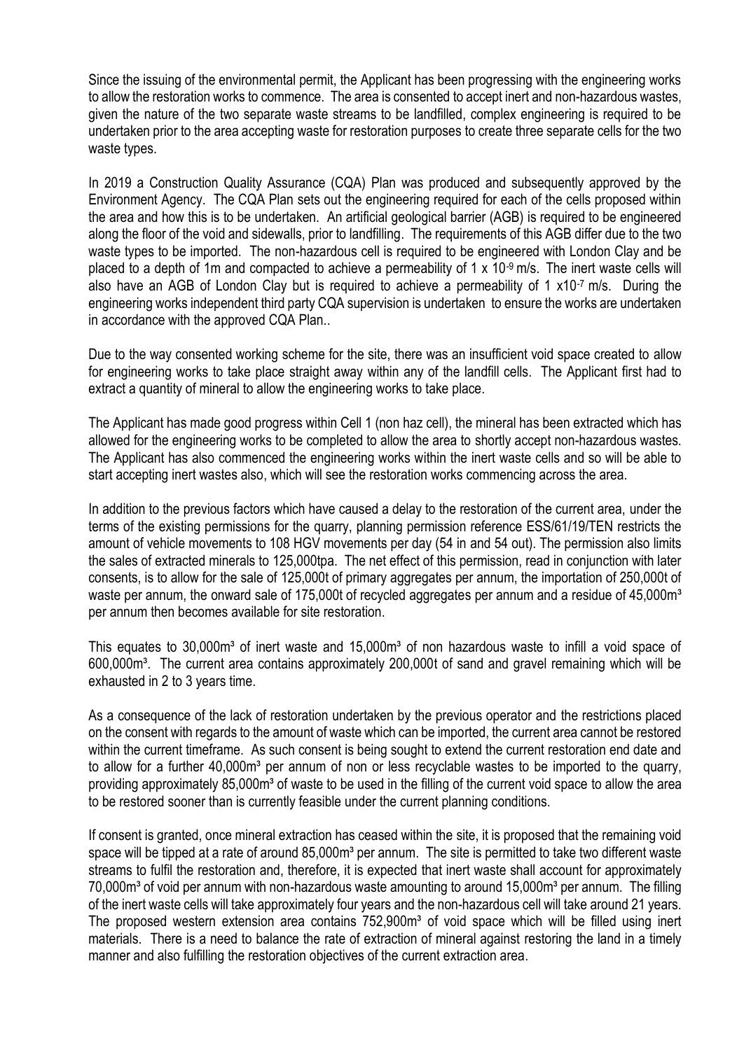Since the issuing of the environmental permit, the Applicant has been progressing with the engineering works to allow the restoration works to commence. The area is consented to accept inert and non-hazardous wastes, given the nature of the two separate waste streams to be landfilled, complex engineering is required to be undertaken prior to the area accepting waste for restoration purposes to create three separate cells for the two waste types.

In 2019 a Construction Quality Assurance (CQA) Plan was produced and subsequently approved by the Environment Agency. The CQA Plan sets out the engineering required for each of the cells proposed within the area and how this is to be undertaken. An artificial geological barrier (AGB) is required to be engineered along the floor of the void and sidewalls, prior to landfilling. The requirements of this AGB differ due to the two waste types to be imported. The non-hazardous cell is required to be engineered with London Clay and be placed to a depth of 1m and compacted to achieve a permeability of $1 \times 10^{-9}$ m/s. The inert waste cells will also have an AGB of London Clay but is required to achieve a permeability of $1 \times 10^{-7}$ m/s. During the engineering works independent third party CQA supervision is undertaken to ensure the works are undertaken in accordance with the approved CQA Plan..

Due to the way consented working scheme for the site, there was an insufficient void space created to allow for engineering works to take place straight away within any of the landfill cells. The Applicant first had to extract a quantity of mineral to allow the engineering works to take place.

The Applicant has made good progress within Cell 1 (non haz cell), the mineral has been extracted which has allowed for the engineering works to be completed to allow the area to shortly accept non-hazardous wastes. The Applicant has also commenced the engineering works within the inert waste cells and so will be able to start accepting inert wastes also, which will see the restoration works commencing across the area.

In addition to the previous factors which have caused a delay to the restoration of the current area, under the terms of the existing permissions for the quarry, planning permission reference ESS/61/19/TEN restricts the amount of vehicle movements to 108 HGV movements per day (54 in and 54 out). The permission also limits the sales of extracted minerals to 125,000tpa. The net effect of this permission, read in conjunction with later consents, is to allow for the sale of 125,000t of primary aggregates per annum, the importation of 250,000t of waste per annum, the onward sale of 175,000t of recycled aggregates per annum and a residue of 45,000m³ per annum then becomes available for site restoration.

This equates to 30,000m³ of inert waste and 15,000m³ of non hazardous waste to infill a void space of 600,000m³. The current area contains approximately 200,000t of sand and gravel remaining which will be exhausted in 2 to 3 years time.

As a consequence of the lack of restoration undertaken by the previous operator and the restrictions placed on the consent with regards to the amount of waste which can be imported, the current area cannot be restored within the current timeframe. As such consent is being sought to extend the current restoration end date and to allow for a further 40,000m³ per annum of non or less recyclable wastes to be imported to the quarry, providing approximately 85,000m³ of waste to be used in the filling of the current void space to allow the area to be restored sooner than is currently feasible under the current planning conditions.

If consent is granted, once mineral extraction has ceased within the site, it is proposed that the remaining void space will be tipped at a rate of around 85,000m³ per annum. The site is permitted to take two different waste streams to fulfil the restoration and, therefore, it is expected that inert waste shall account for approximately 70,000m³ of void per annum with non-hazardous waste amounting to around 15,000m³ per annum. The filling of the inert waste cells will take approximately four years and the non-hazardous cell will take around 21 years. The proposed western extension area contains 752,900m³ of void space which will be filled using inert materials. There is a need to balance the rate of extraction of mineral against restoring the land in a timely manner and also fulfilling the restoration objectives of the current extraction area.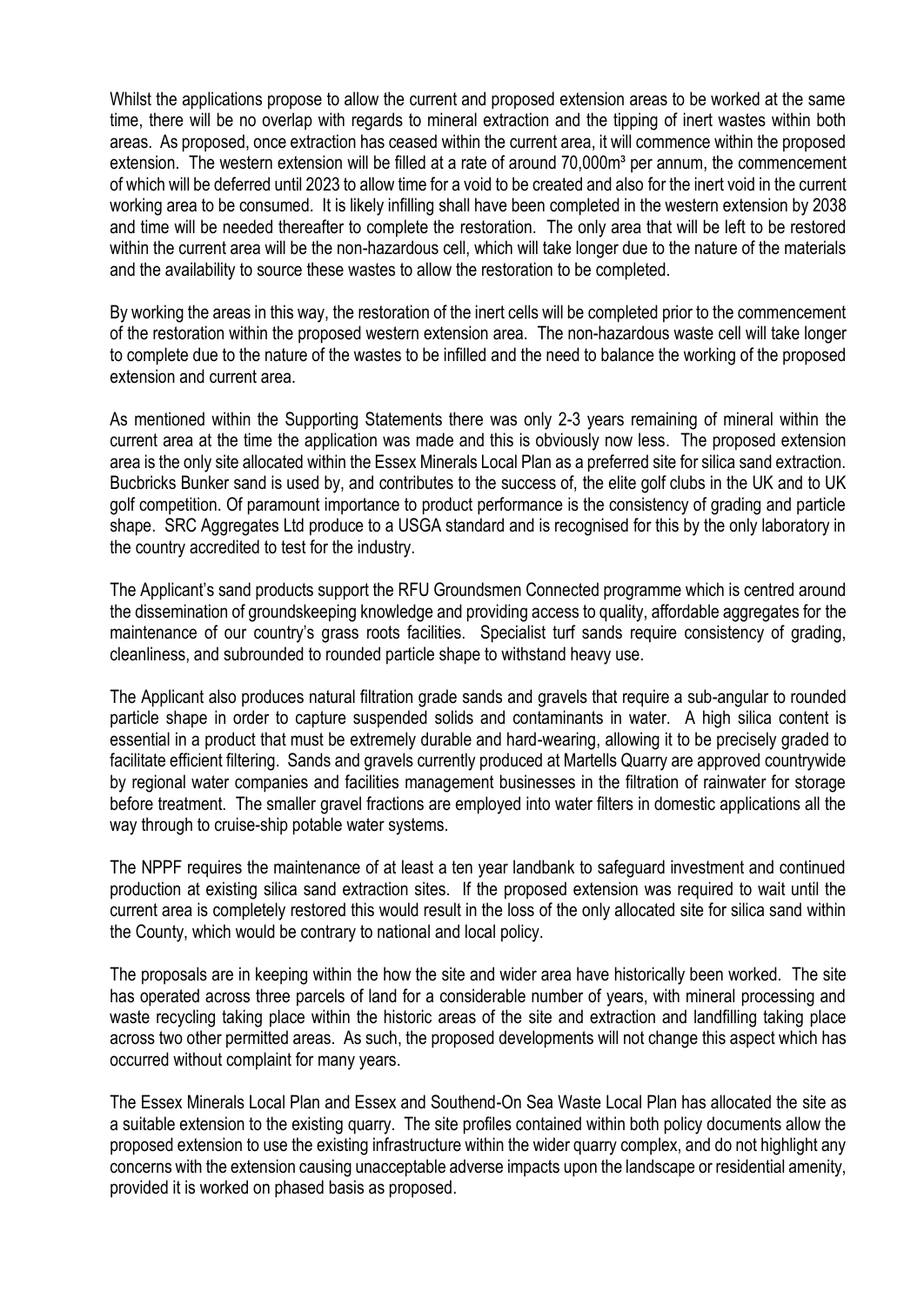Whilst the applications propose to allow the current and proposed extension areas to be worked at the same time, there will be no overlap with regards to mineral extraction and the tipping of inert wastes within both areas. As proposed, once extraction has ceased within the current area, it will commence within the proposed extension. The western extension will be filled at a rate of around 70,000m³ per annum, the commencement of which will be deferred until 2023 to allow time for a void to be created and also for the inert void in the current working area to be consumed. It is likely infilling shall have been completed in the western extension by 2038 and time will be needed thereafter to complete the restoration. The only area that will be left to be restored within the current area will be the non-hazardous cell, which will take longer due to the nature of the materials and the availability to source these wastes to allow the restoration to be completed.

By working the areas in this way, the restoration of the inert cells will be completed prior to the commencement of the restoration within the proposed western extension area. The non-hazardous waste cell will take longer to complete due to the nature of the wastes to be infilled and the need to balance the working of the proposed extension and current area.

As mentioned within the Supporting Statements there was only 2-3 years remaining of mineral within the current area at the time the application was made and this is obviously now less. The proposed extension area is the only site allocated within the Essex Minerals Local Plan as a preferred site for silica sand extraction. Bucbricks Bunker sand is used by, and contributes to the success of, the elite golf clubs in the UK and to UK golf competition. Of paramount importance to product performance is the consistency of grading and particle shape. SRC Aggregates Ltd produce to a USGA standard and is recognised for this by the only laboratory in the country accredited to test for the industry.

The Applicant's sand products support the RFU Groundsmen Connected programme which is centred around the dissemination of groundskeeping knowledge and providing access to quality, affordable aggregates for the maintenance of our country's grass roots facilities. Specialist turf sands require consistency of grading, cleanliness, and subrounded to rounded particle shape to withstand heavy use.

The Applicant also produces natural filtration grade sands and gravels that require a sub-angular to rounded particle shape in order to capture suspended solids and contaminants in water. A high silica content is essential in a product that must be extremely durable and hard-wearing, allowing it to be precisely graded to facilitate efficient filtering. Sands and gravels currently produced at Martells Quarry are approved countrywide by regional water companies and facilities management businesses in the filtration of rainwater for storage before treatment. The smaller gravel fractions are employed into water filters in domestic applications all the way through to cruise-ship potable water systems.

The NPPF requires the maintenance of at least a ten year landbank to safeguard investment and continued production at existing silica sand extraction sites. If the proposed extension was required to wait until the current area is completely restored this would result in the loss of the only allocated site for silica sand within the County, which would be contrary to national and local policy.

The proposals are in keeping within the how the site and wider area have historically been worked. The site has operated across three parcels of land for a considerable number of years, with mineral processing and waste recycling taking place within the historic areas of the site and extraction and landfilling taking place across two other permitted areas. As such, the proposed developments will not change this aspect which has occurred without complaint for many years.

The Essex Minerals Local Plan and Essex and Southend-On Sea Waste Local Plan has allocated the site as a suitable extension to the existing quarry. The site profiles contained within both policy documents allow the proposed extension to use the existing infrastructure within the wider quarry complex, and do not highlight any concerns with the extension causing unacceptable adverse impacts upon the landscape or residential amenity, provided it is worked on phased basis as proposed.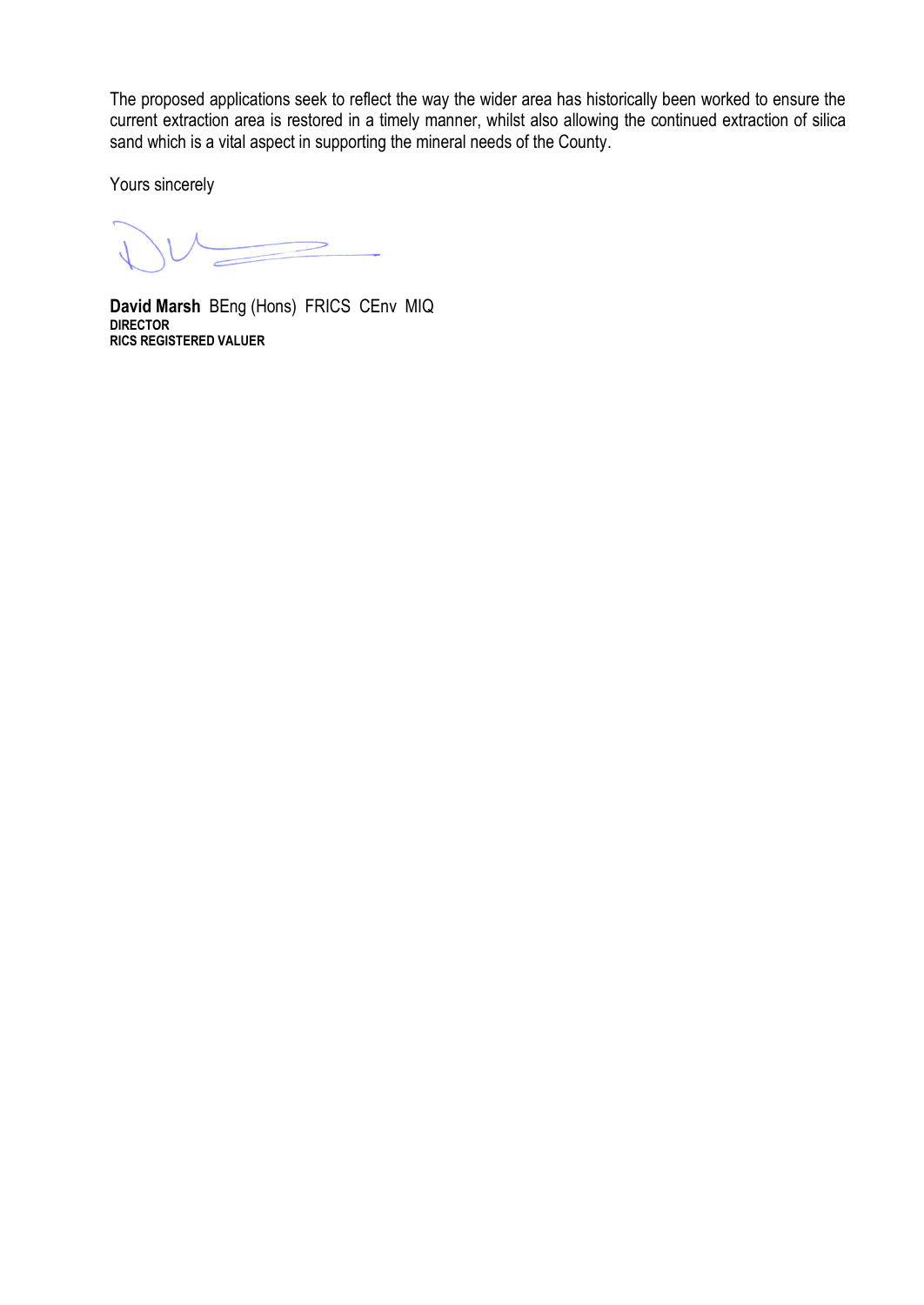The proposed applications seek to reflect the way the wider area has historically been worked to ensure the current extraction area is restored in a timely manner, whilst also allowing the continued extraction of silica sand which is a vital aspect in supporting the mineral needs of the County.

Yours sincerely

**David Marsh** BEng (Hons) FRICS CEnv MIQ
**DIRECTOR**
**RICS REGISTERED VALUER**